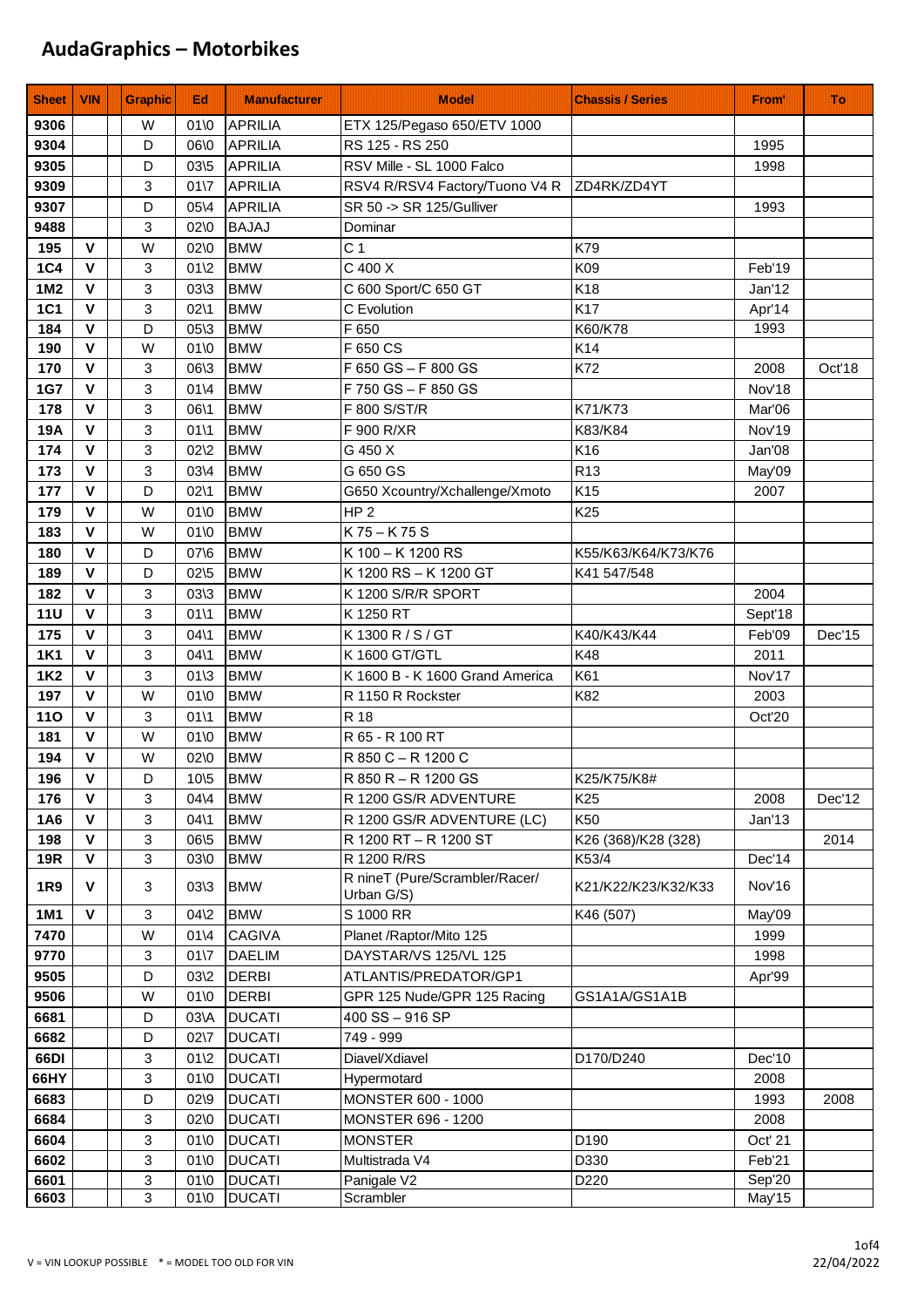# AudaGraphics – Motorbikes

| Sheet | VIN | Graphic | Ed | Manufacturer | Model | Chassis / Series | From' | To |
|---|---|---|---|---|---|---|---|---|
| 9306 | | W | 01\0 | APRILIA | ETX 125/Pegaso 650/ETV 1000 | | | |
| 9304 | | D | 06\0 | APRILIA | RS 125 - RS 250 | | 1995 | |
| 9305 | | D | 03\5 | APRILIA | RSV Mille - SL 1000 Falco | | 1998 | |
| 9309 | | 3 | 01\7 | APRILIA | RSV4 R/RSV4 Factory/Tuono V4 R | ZD4RK/ZD4YT | | |
| 9307 | | D | 05\4 | APRILIA | SR 50 -> SR 125/Gulliver | | 1993 | |
| 9488 | | 3 | 02\0 | BAJAJ | Dominar | | | |
| 195 | V | W | 02\0 | BMW | C 1 | K79 | | |
| 1C4 | V | 3 | 01\2 | BMW | C 400 X | K09 | Feb'19 | |
| 1M2 | V | 3 | 03\3 | BMW | C 600 Sport/C 650 GT | K18 | Jan'12 | |
| 1C1 | V | 3 | 02\1 | BMW | C Evolution | K17 | Apr'14 | |
| 184 | V | D | 05\3 | BMW | F 650 | K60/K78 | 1993 | |
| 190 | V | W | 01\0 | BMW | F 650 CS | K14 | | |
| 170 | V | 3 | 06\3 | BMW | F 650 GS – F 800 GS | K72 | 2008 | Oct'18 |
| 1G7 | V | 3 | 01\4 | BMW | F 750 GS – F 850 GS | | Nov'18 | |
| 178 | V | 3 | 06\1 | BMW | F 800 S/ST/R | K71/K73 | Mar'06 | |
| 19A | V | 3 | 01\1 | BMW | F 900 R/XR | K83/K84 | Nov'19 | |
| 174 | V | 3 | 02\2 | BMW | G 450 X | K16 | Jan'08 | |
| 173 | V | 3 | 03\4 | BMW | G 650 GS | R13 | May'09 | |
| 177 | V | D | 02\1 | BMW | G650 Xcountry/Xchallenge/Xmoto | K15 | 2007 | |
| 179 | V | W | 01\0 | BMW | HP 2 | K25 | | |
| 183 | V | W | 01\0 | BMW | K 75 – K 75 S | | | |
| 180 | V | D | 07\6 | BMW | K 100 – K 1200 RS | K55/K63/K64/K73/K76 | | |
| 189 | V | D | 02\5 | BMW | K 1200 RS – K 1200 GT | K41 547/548 | | |
| 182 | V | 3 | 03\3 | BMW | K 1200 S/R/R SPORT | | 2004 | |
| 11U | V | 3 | 01\1 | BMW | K 1250 RT | | Sept'18 | |
| 175 | V | 3 | 04\1 | BMW | K 1300 R / S / GT | K40/K43/K44 | Feb'09 | Dec'15 |
| 1K1 | V | 3 | 04\1 | BMW | K 1600 GT/GTL | K48 | 2011 | |
| 1K2 | V | 3 | 01\3 | BMW | K 1600 B - K 1600 Grand America | K61 | Nov'17 | |
| 197 | V | W | 01\0 | BMW | R 1150 R Rockster | K82 | 2003 | |
| 11O | V | 3 | 01\1 | BMW | R 18 | | Oct'20 | |
| 181 | V | W | 01\0 | BMW | R 65 - R 100 RT | | | |
| 194 | V | W | 02\0 | BMW | R 850 C – R 1200 C | | | |
| 196 | V | D | 10\5 | BMW | R 850 R – R 1200 GS | K25/K75/K8# | | |
| 176 | V | 3 | 04\4 | BMW | R 1200 GS/R ADVENTURE | K25 | 2008 | Dec'12 |
| 1A6 | V | 3 | 04\1 | BMW | R 1200 GS/R ADVENTURE (LC) | K50 | Jan'13 | |
| 198 | V | 3 | 06\5 | BMW | R 1200 RT – R 1200 ST | K26 (368)/K28 (328) | | 2014 |
| 19R | V | 3 | 03\0 | BMW | R 1200 R/RS | K53/4 | Dec'14 | |
| 1R9 | V | 3 | 03\3 | BMW | R nineT (Pure/Scrambler/Racer/ Urban G/S) | K21/K22/K23/K32/K33 | Nov'16 | |
| 1M1 | V | 3 | 04\2 | BMW | S 1000 RR | K46 (507) | May'09 | |
| 7470 | | W | 01\4 | CAGIVA | Planet /Raptor/Mito 125 | | 1999 | |
| 9770 | | 3 | 01\7 | DAELIM | DAYSTAR/VS 125/VL 125 | | 1998 | |
| 9505 | | D | 03\2 | DERBI | ATLANTIS/PREDATOR/GP1 | | Apr'99 | |
| 9506 | | W | 01\0 | DERBI | GPR 125 Nude/GPR 125 Racing | GS1A1A/GS1A1B | | |
| 6681 | | D | 03\A | DUCATI | 400 SS – 916 SP | | | |
| 6682 | | D | 02\7 | DUCATI | 749 - 999 | | | |
| 66DI | | 3 | 01\2 | DUCATI | Diavel/Xdiavel | D170/D240 | Dec'10 | |
| 66HY | | 3 | 01\0 | DUCATI | Hypermotard | | 2008 | |
| 6683 | | D | 02\9 | DUCATI | MONSTER 600 - 1000 | | 1993 | 2008 |
| 6684 | | 3 | 02\0 | DUCATI | MONSTER 696 - 1200 | | 2008 | |
| 6604 | | 3 | 01\0 | DUCATI | MONSTER | D190 | Oct' 21 | |
| 6602 | | 3 | 01\0 | DUCATI | Multistrada V4 | D330 | Feb'21 | |
| 6601 | | 3 | 01\0 | DUCATI | Panigale V2 | D220 | Sep'20 | |
| 6603 | | 3 | 01\0 | DUCATI | Scrambler | | May'15 | |

V = VIN LOOKUP POSSIBLE * = MODEL TOO OLD FOR VIN

22/04/2022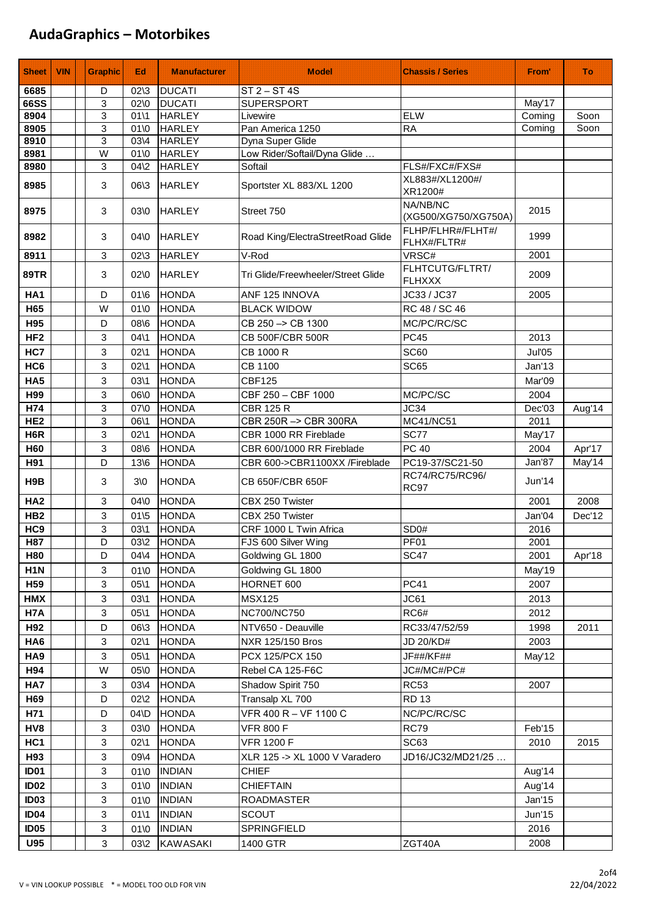# AudaGraphics – Motorbikes

| Sheet | VIN | Graphic | Ed | Manufacturer | Model | Chassis / Series | From' | To |
|---|---|---|---|---|---|---|---|---|
| 6685 | | D | 02\3 | DUCATI | ST 2 – ST 4S | | | |
| 66SS | | 3 | 02\0 | DUCATI | SUPERSPORT | | May'17 | |
| 8904 | | 3 | 01\1 | HARLEY | Livewire | ELW | Coming | Soon |
| 8905 | | 3 | 01\0 | HARLEY | Pan America 1250 | RA | Coming | Soon |
| 8910 | | 3 | 03\4 | HARLEY | Dyna Super Glide | | | |
| 8981 | | W | 01\0 | HARLEY | Low Rider/Softail/Dyna Glide … | | | |
| 8980 | | 3 | 04\2 | HARLEY | Softail | FLS#/FXC#/FXS# | | |
| 8985 | | 3 | 06\3 | HARLEY | Sportster XL 883/XL 1200 | XL883#/XL1200#/ XR1200# | | |
| 8975 | | 3 | 03\0 | HARLEY | Street 750 | NA/NB/NC (XG500/XG750/XG750A) | 2015 | |
| 8982 | | 3 | 04\0 | HARLEY | Road King/ElectraStreetRoad Glide | FLHP/FLHR#/FLHT#/ FLHX#/FLTR# | 1999 | |
| 8911 | | 3 | 02\3 | HARLEY | V-Rod | VRSC# | 2001 | |
| 89TR | | 3 | 02\0 | HARLEY | Tri Glide/Freewheeler/Street Glide | FLHTCUTG/FLTRT/ FLHXXX | 2009 | |
| HA1 | | D | 01\6 | HONDA | ANF 125 INNOVA | JC33 / JC37 | 2005 | |
| H65 | | W | 01\0 | HONDA | BLACK WIDOW | RC 48 / SC 46 | | |
| H95 | | D | 08\6 | HONDA | CB 250 –> CB 1300 | MC/PC/RC/SC | | |
| HF2 | | 3 | 04\1 | HONDA | CB 500F/CBR 500R | PC45 | 2013 | |
| HC7 | | 3 | 02\1 | HONDA | CB 1000 R | SC60 | Jul'05 | |
| HC6 | | 3 | 02\1 | HONDA | CB 1100 | SC65 | Jan'13 | |
| HA5 | | 3 | 03\1 | HONDA | CBF125 | | Mar'09 | |
| H99 | | 3 | 06\0 | HONDA | CBF 250 – CBF 1000 | MC/PC/SC | 2004 | |
| H74 | | 3 | 07\0 | HONDA | CBR 125 R | JC34 | Dec'03 | Aug'14 |
| HE2 | | 3 | 06\1 | HONDA | CBR 250R –> CBR 300RA | MC41/NC51 | 2011 | |
| H6R | | 3 | 02\1 | HONDA | CBR 1000 RR Fireblade | SC77 | May'17 | |
| H60 | | 3 | 08\6 | HONDA | CBR 600/1000 RR Fireblade | PC 40 | 2004 | Apr'17 |
| H91 | | D | 13\6 | HONDA | CBR 600->CBR1100XX /Fireblade | PC19-37/SC21-50 | Jan'87 | May'14 |
| H9B | | 3 | 3\0 | HONDA | CB 650F/CBR 650F | RC74/RC75/RC96/ RC97 | Jun'14 | |
| HA2 | | 3 | 04\0 | HONDA | CBX 250 Twister | | 2001 | 2008 |
| HB2 | | 3 | 01\5 | HONDA | CBX 250 Twister | | Jan'04 | Dec'12 |
| HC9 | | 3 | 03\1 | HONDA | CRF 1000 L Twin Africa | SD0# | 2016 | |
| H87 | | D | 03\2 | HONDA | FJS 600 Silver Wing | PF01 | 2001 | |
| H80 | | D | 04\4 | HONDA | Goldwing GL 1800 | SC47 | 2001 | Apr'18 |
| H1N | | 3 | 01\0 | HONDA | Goldwing GL 1800 | | May'19 | |
| H59 | | 3 | 05\1 | HONDA | HORNET 600 | PC41 | 2007 | |
| HMX | | 3 | 03\1 | HONDA | MSX125 | JC61 | 2013 | |
| H7A | | 3 | 05\1 | HONDA | NC700/NC750 | RC6# | 2012 | |
| H92 | | D | 06\3 | HONDA | NTV650 - Deauville | RC33/47/52/59 | 1998 | 2011 |
| HA6 | | 3 | 02\1 | HONDA | NXR 125/150 Bros | JD 20/KD# | 2003 | |
| HA9 | | 3 | 05\1 | HONDA | PCX 125/PCX 150 | JF##/KF## | May'12 | |
| H94 | | W | 05\0 | HONDA | Rebel CA 125-F6C | JC#/MC#/PC# | | |
| HA7 | | 3 | 03\4 | HONDA | Shadow Spirit 750 | RC53 | 2007 | |
| H69 | | D | 02\2 | HONDA | Transalp XL 700 | RD 13 | | |
| H71 | | D | 04\D | HONDA | VFR 400 R – VF 1100 C | NC/PC/RC/SC | | |
| HV8 | | 3 | 03\0 | HONDA | VFR 800 F | RC79 | Feb'15 | |
| HC1 | | 3 | 02\1 | HONDA | VFR 1200 F | SC63 | 2010 | 2015 |
| H93 | | 3 | 09\4 | HONDA | XLR 125 -> XL 1000 V Varadero | JD16/JC32/MD21/25 … | | |
| ID01 | | 3 | 01\0 | INDIAN | CHIEF | | Aug'14 | |
| ID02 | | 3 | 01\0 | INDIAN | CHIEFTAIN | | Aug'14 | |
| ID03 | | 3 | 01\0 | INDIAN | ROADMASTER | | Jan'15 | |
| ID04 | | 3 | 01\1 | INDIAN | SCOUT | | Jun'15 | |
| ID05 | | 3 | 01\0 | INDIAN | SPRINGFIELD | | 2016 | |
| U95 | | 3 | 03\2 | KAWASAKI | 1400 GTR | ZGT40A | 2008 | |

V = VIN LOOKUP POSSIBLE * = MODEL TOO OLD FOR VIN

22/04/2022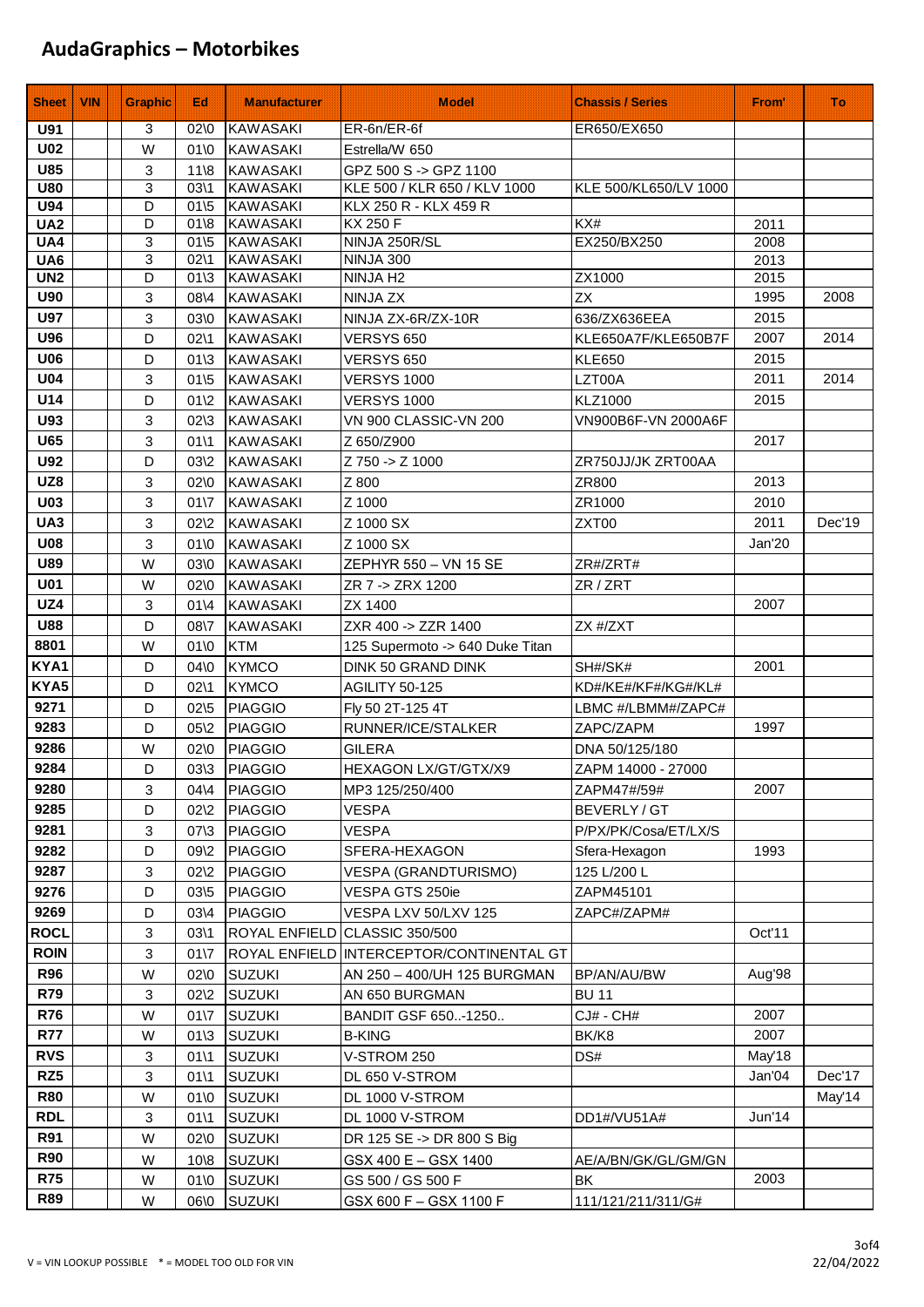# AudaGraphics – Motorbikes

| Sheet | VIN | Graphic | Ed | Manufacturer | Model | Chassis / Series | From' | To |
|---|---|---|---|---|---|---|---|---|
| U91 | | 3 | 02\0 | KAWASAKI | ER-6n/ER-6f | ER650/EX650 | | |
| U02 | | W | 01\0 | KAWASAKI | Estrella/W 650 | | | |
| U85 | | 3 | 11\8 | KAWASAKI | GPZ 500 S -> GPZ 1100 | | | |
| U80 | | 3 | 03\1 | KAWASAKI | KLE 500 / KLR 650 / KLV 1000 | KLE 500/KL650/LV 1000 | | |
| U94 | | D | 01\5 | KAWASAKI | KLX 250 R - KLX 459 R | | | |
| UA2 | | D | 01\8 | KAWASAKI | KX 250 F | KX# | 2011 | |
| UA4 | | 3 | 01\5 | KAWASAKI | NINJA 250R/SL | EX250/BX250 | 2008 | |
| UA6 | | 3 | 02\1 | KAWASAKI | NINJA 300 | | 2013 | |
| UN2 | | D | 01\3 | KAWASAKI | NINJA H2 | ZX1000 | 2015 | |
| U90 | | 3 | 08\4 | KAWASAKI | NINJA ZX | ZX | 1995 | 2008 |
| U97 | | 3 | 03\0 | KAWASAKI | NINJA ZX-6R/ZX-10R | 636/ZX636EEA | 2015 | |
| U96 | | D | 02\1 | KAWASAKI | VERSYS 650 | KLE650A7F/KLE650B7F | 2007 | 2014 |
| U06 | | D | 01\3 | KAWASAKI | VERSYS 650 | KLE650 | 2015 | |
| U04 | | 3 | 01\5 | KAWASAKI | VERSYS 1000 | LZT00A | 2011 | 2014 |
| U14 | | D | 01\2 | KAWASAKI | VERSYS 1000 | KLZ1000 | 2015 | |
| U93 | | 3 | 02\3 | KAWASAKI | VN 900 CLASSIC-VN 200 | VN900B6F-VN 2000A6F | | |
| U65 | | 3 | 01\1 | KAWASAKI | Z 650/Z900 | | 2017 | |
| U92 | | D | 03\2 | KAWASAKI | Z 750 -> Z 1000 | ZR750JJ/JK ZRT00AA | | |
| UZ8 | | 3 | 02\0 | KAWASAKI | Z 800 | ZR800 | 2013 | |
| U03 | | 3 | 01\7 | KAWASAKI | Z 1000 | ZR1000 | 2010 | |
| UA3 | | 3 | 02\2 | KAWASAKI | Z 1000 SX | ZXT00 | 2011 | Dec'19 |
| U08 | | 3 | 01\0 | KAWASAKI | Z 1000 SX | | Jan'20 | |
| U89 | | W | 03\0 | KAWASAKI | ZEPHYR 550 – VN 15 SE | ZR#/ZRT# | | |
| U01 | | W | 02\0 | KAWASAKI | ZR 7 -> ZRX 1200 | ZR / ZRT | | |
| UZ4 | | 3 | 01\4 | KAWASAKI | ZX 1400 | | 2007 | |
| U88 | | D | 08\7 | KAWASAKI | ZXR 400 -> ZZR 1400 | ZX #/ZXT | | |
| 8801 | | W | 01\0 | KTM | 125 Supermoto -> 640 Duke Titan | | | |
| KYA1 | | D | 04\0 | KYMCO | DINK 50 GRAND DINK | SH#/SK# | 2001 | |
| KYA5 | | D | 02\1 | KYMCO | AGILITY 50-125 | KD#/KE#/KF#/KG#/KL# | | |
| 9271 | | D | 02\5 | PIAGGIO | Fly 50 2T-125 4T | LBMC #/LBMM#/ZAPC# | | |
| 9283 | | D | 05\2 | PIAGGIO | RUNNER/ICE/STALKER | ZAPC/ZAPM | 1997 | |
| 9286 | | W | 02\0 | PIAGGIO | GILERA | DNA 50/125/180 | | |
| 9284 | | D | 03\3 | PIAGGIO | HEXAGON LX/GT/GTX/X9 | ZAPM 14000 - 27000 | | |
| 9280 | | 3 | 04\4 | PIAGGIO | MP3 125/250/400 | ZAPM47#/59# | 2007 | |
| 9285 | | D | 02\2 | PIAGGIO | VESPA | BEVERLY / GT | | |
| 9281 | | 3 | 07\3 | PIAGGIO | VESPA | P/PX/PK/Cosa/ET/LX/S | | |
| 9282 | | D | 09\2 | PIAGGIO | SFERA-HEXAGON | Sfera-Hexagon | 1993 | |
| 9287 | | 3 | 02\2 | PIAGGIO | VESPA (GRANDTURISMO) | 125 L/200 L | | |
| 9276 | | D | 03\5 | PIAGGIO | VESPA GTS 250ie | ZAPM45101 | | |
| 9269 | | D | 03\4 | PIAGGIO | VESPA LXV 50/LXV 125 | ZAPC#/ZAPM# | | |
| ROCL | | 3 | 03\1 | ROYAL ENFIELD | CLASSIC 350/500 | | Oct'11 | |
| ROIN | | 3 | 01\7 | ROYAL ENFIELD | INTERCEPTOR/CONTINENTAL GT | | | |
| R96 | | W | 02\0 | SUZUKI | AN 250 – 400/UH 125 BURGMAN | BP/AN/AU/BW | Aug'98 | |
| R79 | | 3 | 02\2 | SUZUKI | AN 650 BURGMAN | BU 11 | | |
| R76 | | W | 01\7 | SUZUKI | BANDIT GSF 650..-1250.. | CJ# - CH# | 2007 | |
| R77 | | W | 01\3 | SUZUKI | B-KING | BK/K8 | 2007 | |
| RVS | | 3 | 01\1 | SUZUKI | V-STROM 250 | DS# | May'18 | |
| RZ5 | | 3 | 01\1 | SUZUKI | DL 650 V-STROM | | Jan'04 | Dec'17 |
| R80 | | W | 01\0 | SUZUKI | DL 1000 V-STROM | | | May'14 |
| RDL | | 3 | 01\1 | SUZUKI | DL 1000 V-STROM | DD1#/VU51A# | Jun'14 | |
| R91 | | W | 02\0 | SUZUKI | DR 125 SE -> DR 800 S Big | | | |
| R90 | | W | 10\8 | SUZUKI | GSX 400 E – GSX 1400 | AE/A/BN/GK/GL/GM/GN | | |
| R75 | | W | 01\0 | SUZUKI | GS 500 / GS 500 F | BK | 2003 | |
| R89 | | W | 06\0 | SUZUKI | GSX 600 F – GSX 1100 F | 111/121/211/311/G# | | |

V = VIN LOOKUP POSSIBLE  * = MODEL TOO OLD FOR VIN

22/04/2022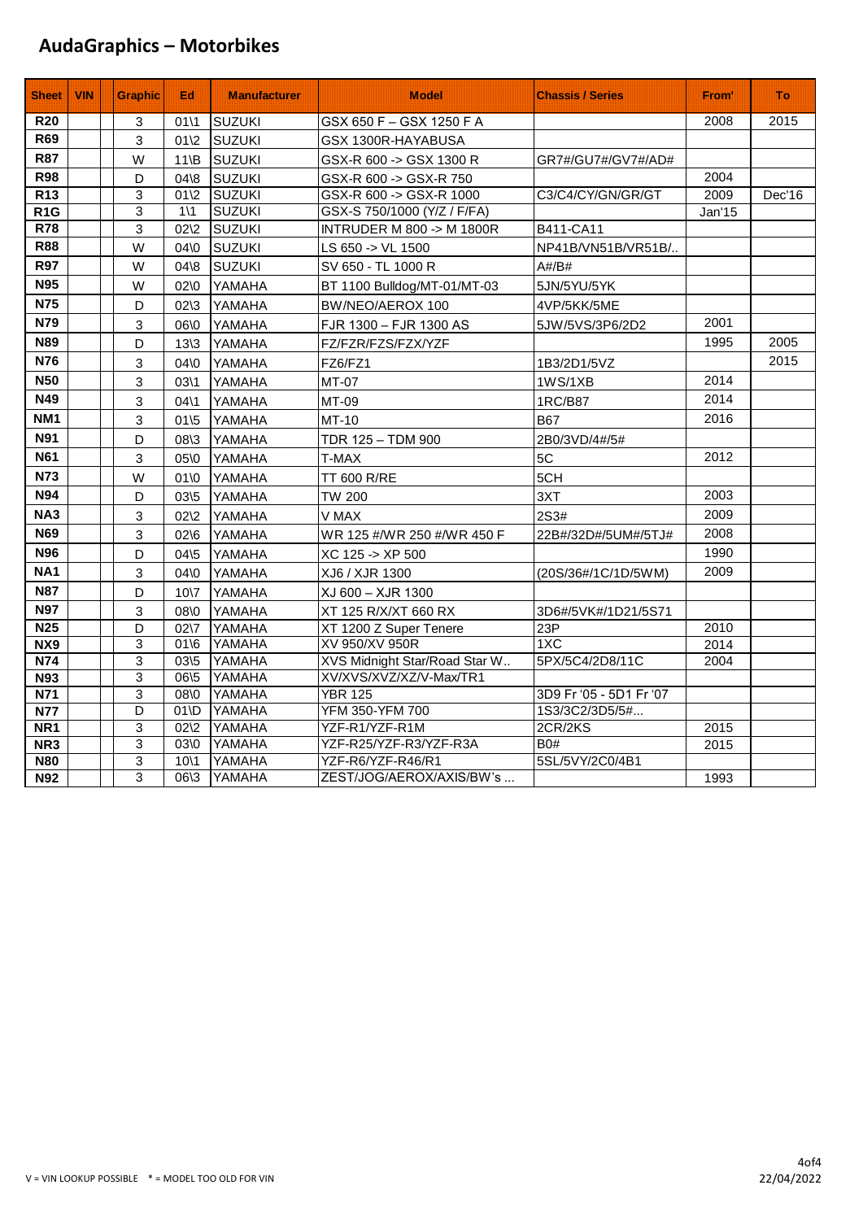## AudaGraphics – Motorbikes

| Sheet | VIN | Graphic | Ed | Manufacturer | Model | Chassis / Series | From' | To |
|---|---|---|---|---|---|---|---|---|
| R20 | | 3 | 01\1 | SUZUKI | GSX 650 F – GSX 1250 F A | | 2008 | 2015 |
| R69 | | 3 | 01\2 | SUZUKI | GSX 1300R-HAYABUSA | | | |
| R87 | | W | 11\B | SUZUKI | GSX-R 600 -> GSX 1300 R | GR7#/GU7#/GV7#/AD# | | |
| R98 | | D | 04\8 | SUZUKI | GSX-R 600 -> GSX-R 750 | | 2004 | |
| R13 | | 3 | 01\2 | SUZUKI | GSX-R 600 -> GSX-R 1000 | C3/C4/CY/GN/GR/GT | 2009 | Dec'16 |
| R1G | | 3 | 1\1 | SUZUKI | GSX-S 750/1000 (Y/Z / F/FA) | | Jan'15 | |
| R78 | | 3 | 02\2 | SUZUKI | INTRUDER M 800 -> M 1800R | B411-CA11 | | |
| R88 | | W | 04\0 | SUZUKI | LS 650 -> VL 1500 | NP41B/VN51B/VR51B/.. | | |
| R97 | | W | 04\8 | SUZUKI | SV 650 - TL 1000 R | A#/B# | | |
| N95 | | W | 02\0 | YAMAHA | BT 1100 Bulldog/MT-01/MT-03 | 5JN/5YU/5YK | | |
| N75 | | D | 02\3 | YAMAHA | BW/NEO/AEROX 100 | 4VP/5KK/5ME | | |
| N79 | | 3 | 06\0 | YAMAHA | FJR 1300 – FJR 1300 AS | 5JW/5VS/3P6/2D2 | 2001 | |
| N89 | | D | 13\3 | YAMAHA | FZ/FZR/FZS/FZX/YZF | | 1995 | 2005 |
| N76 | | 3 | 04\0 | YAMAHA | FZ6/FZ1 | 1B3/2D1/5VZ | | 2015 |
| N50 | | 3 | 03\1 | YAMAHA | MT-07 | 1WS/1XB | 2014 | |
| N49 | | 3 | 04\1 | YAMAHA | MT-09 | 1RC/B87 | 2014 | |
| NM1 | | 3 | 01\5 | YAMAHA | MT-10 | B67 | 2016 | |
| N91 | | D | 08\3 | YAMAHA | TDR 125 – TDM 900 | 2B0/3VD/4#/5# | | |
| N61 | | 3 | 05\0 | YAMAHA | T-MAX | 5C | 2012 | |
| N73 | | W | 01\0 | YAMAHA | TT 600 R/RE | 5CH | | |
| N94 | | D | 03\5 | YAMAHA | TW 200 | 3XT | 2003 | |
| NA3 | | 3 | 02\2 | YAMAHA | V MAX | 2S3# | 2009 | |
| N69 | | 3 | 02\6 | YAMAHA | WR 125 #/WR 250 #/WR 450 F | 22B#/32D#/5UM#/5TJ# | 2008 | |
| N96 | | D | 04\5 | YAMAHA | XC 125 -> XP 500 | | 1990 | |
| NA1 | | 3 | 04\0 | YAMAHA | XJ6 / XJR 1300 | (20S/36#/1C/1D/5WM) | 2009 | |
| N87 | | D | 10\7 | YAMAHA | XJ 600 – XJR 1300 | | | |
| N97 | | 3 | 08\0 | YAMAHA | XT 125 R/X/XT 660 RX | 3D6#/5VK#/1D21/5S71 | | |
| N25 | | D | 02\7 | YAMAHA | XT 1200 Z Super Tenere | 23P | 2010 | |
| NX9 | | 3 | 01\6 | YAMAHA | XV 950/XV 950R | 1XC | 2014 | |
| N74 | | 3 | 03\5 | YAMAHA | XVS Midnight Star/Road Star W.. | 5PX/5C4/2D8/11C | 2004 | |
| N93 | | 3 | 06\5 | YAMAHA | XV/XVS/XVZ/XZ/V-Max/TR1 | | | |
| N71 | | 3 | 08\0 | YAMAHA | YBR 125 | 3D9 Fr '05 - 5D1 Fr '07 | | |
| N77 | | D | 01\D | YAMAHA | YFM 350-YFM 700 | 1S3/3C2/3D5/5#... | | |
| NR1 | | 3 | 02\2 | YAMAHA | YZF-R1/YZF-R1M | 2CR/2KS | 2015 | |
| NR3 | | 3 | 03\0 | YAMAHA | YZF-R25/YZF-R3/YZF-R3A | B0# | 2015 | |
| N80 | | 3 | 10\1 | YAMAHA | YZF-R6/YZF-R46/R1 | 5SL/5VY/2C0/4B1 | | |
| N92 | | 3 | 06\3 | YAMAHA | ZEST/JOG/AEROX/AXIS/BW's ... | | 1993 | |

V = VIN LOOKUP POSSIBLE * = MODEL TOO OLD FOR VIN

22/04/2022